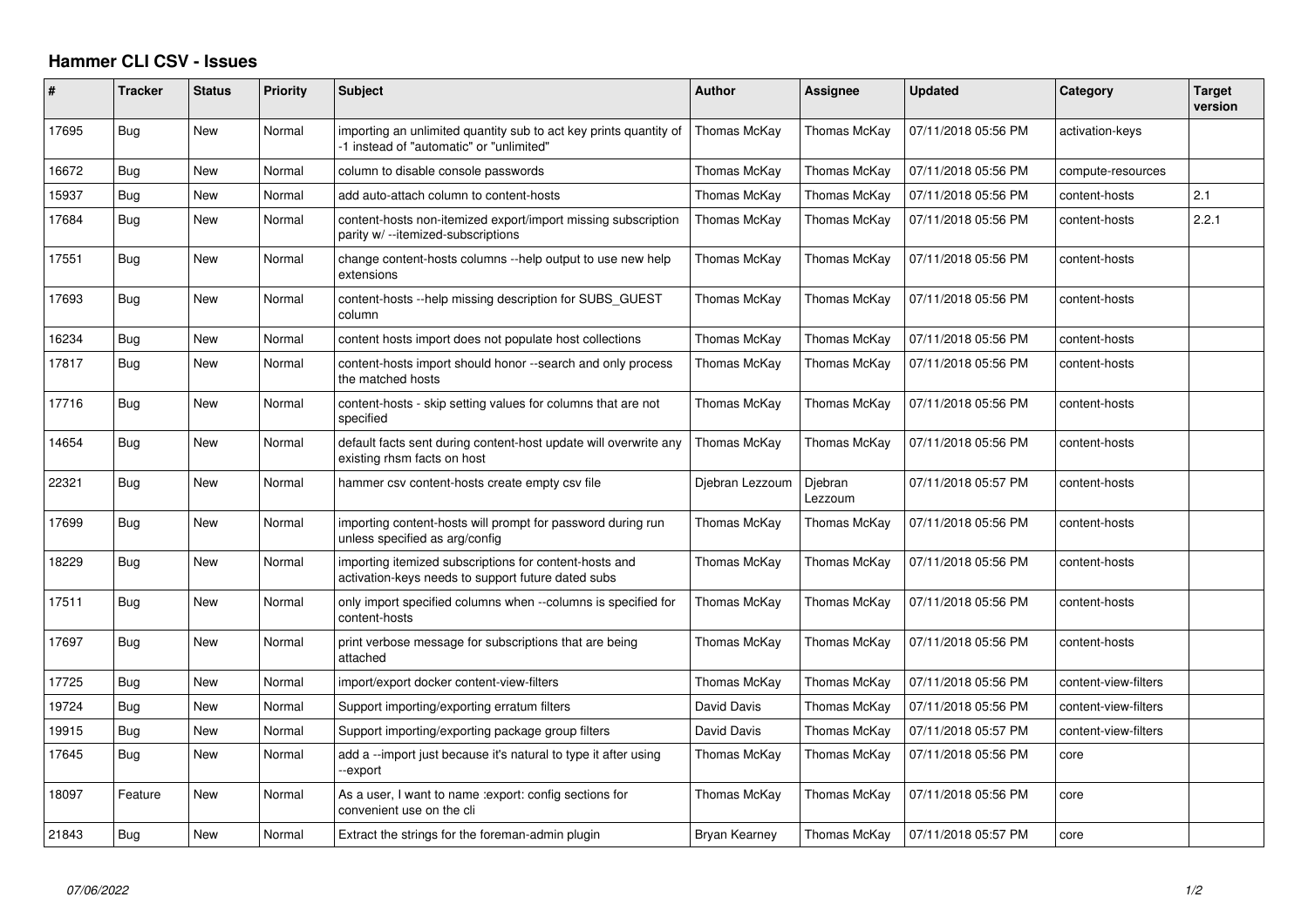# Hammer CLI CSV - Issues

| # | Tracker | Status | Priority | Subject | Author | Assignee | Updated | Category | Target version |
|---|---|---|---|---|---|---|---|---|---|
| 17695 | Bug | New | Normal | importing an unlimited quantity sub to act key prints quantity of -1 instead of "automatic" or "unlimited" | Thomas McKay | Thomas McKay | 07/11/2018 05:56 PM | activation-keys | |
| 16672 | Bug | New | Normal | column to disable console passwords | Thomas McKay | Thomas McKay | 07/11/2018 05:56 PM | compute-resources | |
| 15937 | Bug | New | Normal | add auto-attach column to content-hosts | Thomas McKay | Thomas McKay | 07/11/2018 05:56 PM | content-hosts | 2.1 |
| 17684 | Bug | New | Normal | content-hosts non-itemized export/import missing subscription parity w/ --itemized-subscriptions | Thomas McKay | Thomas McKay | 07/11/2018 05:56 PM | content-hosts | 2.2.1 |
| 17551 | Bug | New | Normal | change content-hosts columns --help output to use new help extensions | Thomas McKay | Thomas McKay | 07/11/2018 05:56 PM | content-hosts | |
| 17693 | Bug | New | Normal | content-hosts --help missing description for SUBS_GUEST column | Thomas McKay | Thomas McKay | 07/11/2018 05:56 PM | content-hosts | |
| 16234 | Bug | New | Normal | content hosts import does not populate host collections | Thomas McKay | Thomas McKay | 07/11/2018 05:56 PM | content-hosts | |
| 17817 | Bug | New | Normal | content-hosts import should honor --search and only process the matched hosts | Thomas McKay | Thomas McKay | 07/11/2018 05:56 PM | content-hosts | |
| 17716 | Bug | New | Normal | content-hosts - skip setting values for columns that are not specified | Thomas McKay | Thomas McKay | 07/11/2018 05:56 PM | content-hosts | |
| 14654 | Bug | New | Normal | default facts sent during content-host update will overwrite any existing rhsm facts on host | Thomas McKay | Thomas McKay | 07/11/2018 05:56 PM | content-hosts | |
| 22321 | Bug | New | Normal | hammer csv content-hosts create empty csv file | Djebran Lezzoum | Djebran Lezzoum | 07/11/2018 05:57 PM | content-hosts | |
| 17699 | Bug | New | Normal | importing content-hosts will prompt for password during run unless specified as arg/config | Thomas McKay | Thomas McKay | 07/11/2018 05:56 PM | content-hosts | |
| 18229 | Bug | New | Normal | importing itemized subscriptions for content-hosts and activation-keys needs to support future dated subs | Thomas McKay | Thomas McKay | 07/11/2018 05:56 PM | content-hosts | |
| 17511 | Bug | New | Normal | only import specified columns when --columns is specified for content-hosts | Thomas McKay | Thomas McKay | 07/11/2018 05:56 PM | content-hosts | |
| 17697 | Bug | New | Normal | print verbose message for subscriptions that are being attached | Thomas McKay | Thomas McKay | 07/11/2018 05:56 PM | content-hosts | |
| 17725 | Bug | New | Normal | import/export docker content-view-filters | Thomas McKay | Thomas McKay | 07/11/2018 05:56 PM | content-view-filters | |
| 19724 | Bug | New | Normal | Support importing/exporting erratum filters | David Davis | Thomas McKay | 07/11/2018 05:56 PM | content-view-filters | |
| 19915 | Bug | New | Normal | Support importing/exporting package group filters | David Davis | Thomas McKay | 07/11/2018 05:57 PM | content-view-filters | |
| 17645 | Bug | New | Normal | add a --import just because it's natural to type it after using --export | Thomas McKay | Thomas McKay | 07/11/2018 05:56 PM | core | |
| 18097 | Feature | New | Normal | As a user, I want to name :export: config sections for convenient use on the cli | Thomas McKay | Thomas McKay | 07/11/2018 05:56 PM | core | |
| 21843 | Bug | New | Normal | Extract the strings for the foreman-admin plugin | Bryan Kearney | Thomas McKay | 07/11/2018 05:57 PM | core | |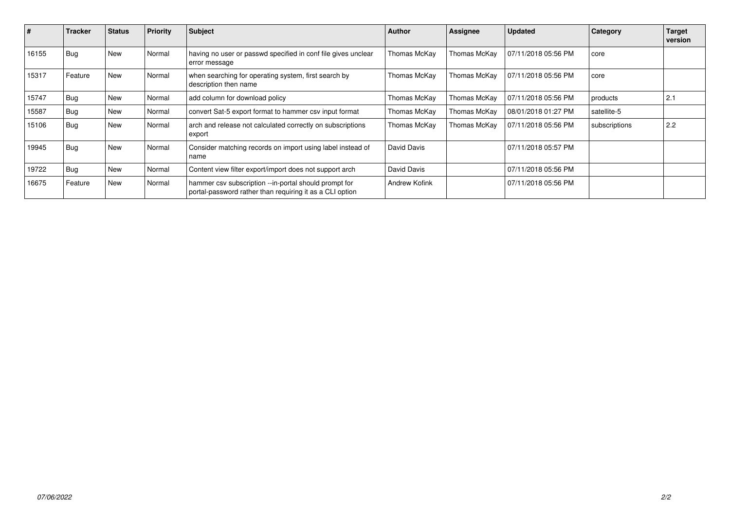| # | Tracker | Status | Priority | Subject | Author | Assignee | Updated | Category | Target version |
|---|---|---|---|---|---|---|---|---|---|
| 16155 | Bug | New | Normal | having no user or passwd specified in conf file gives unclear error message | Thomas McKay | Thomas McKay | 07/11/2018 05:56 PM | core | |
| 15317 | Feature | New | Normal | when searching for operating system, first search by description then name | Thomas McKay | Thomas McKay | 07/11/2018 05:56 PM | core | |
| 15747 | Bug | New | Normal | add column for download policy | Thomas McKay | Thomas McKay | 07/11/2018 05:56 PM | products | 2.1 |
| 15587 | Bug | New | Normal | convert Sat-5 export format to hammer csv input format | Thomas McKay | Thomas McKay | 08/01/2018 01:27 PM | satellite-5 | |
| 15106 | Bug | New | Normal | arch and release not calculated correctly on subscriptions export | Thomas McKay | Thomas McKay | 07/11/2018 05:56 PM | subscriptions | 2.2 |
| 19945 | Bug | New | Normal | Consider matching records on import using label instead of name | David Davis | | 07/11/2018 05:57 PM | | |
| 19722 | Bug | New | Normal | Content view filter export/import does not support arch | David Davis | | 07/11/2018 05:56 PM | | |
| 16675 | Feature | New | Normal | hammer csv subscription --in-portal should prompt for portal-password rather than requiring it as a CLI option | Andrew Kofink | | 07/11/2018 05:56 PM | | |